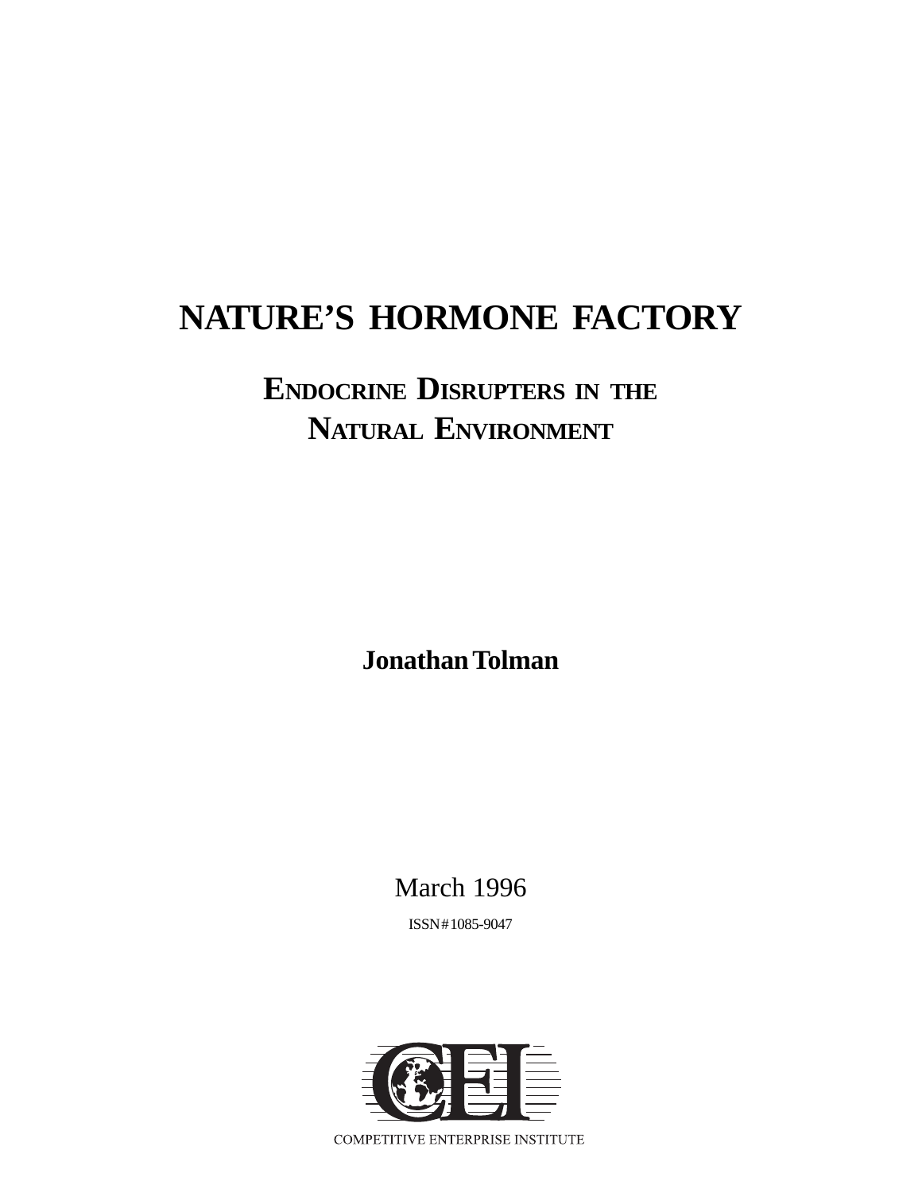# NATURE'S HORMONE FACTORY

## ENDOCRINE DISRUPTERS IN THE NATURAL ENVIRONMENT

**Jonathan Tolman**

March 1996

ISSN#1085-9047

COMPETITIVE ENTERPRISE INSTITUTE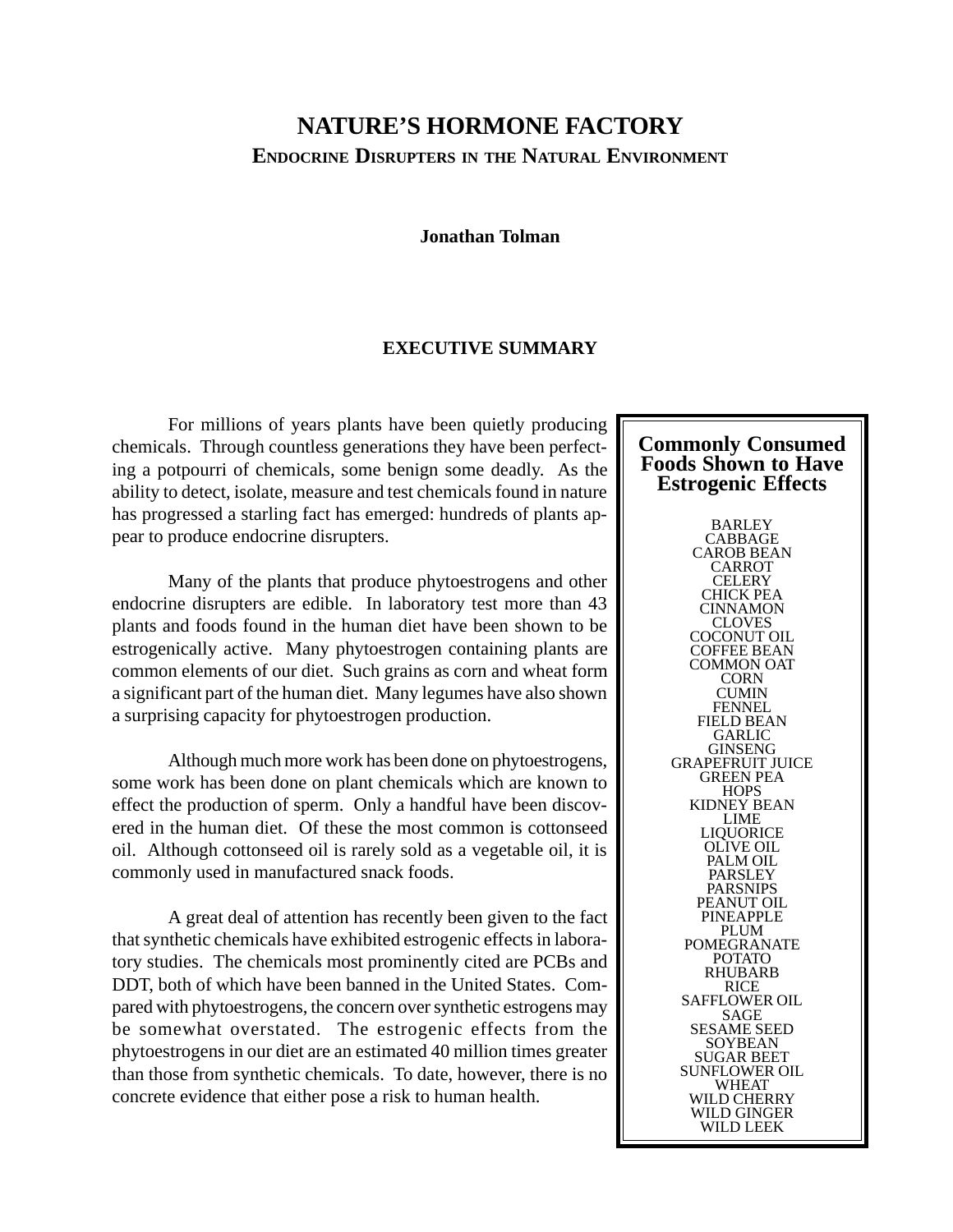# NATURE'S HORMONE FACTORY

## Endocrine Disrupters in the Natural Environment

**Jonathan Tolman**

### EXECUTIVE SUMMARY

For millions of years plants have been quietly producing chemicals. Through countless generations they have been perfecting a potpourri of chemicals, some benign some deadly. As the ability to detect, isolate, measure and test chemicals found in nature has progressed a starling fact has emerged: hundreds of plants appear to produce endocrine disrupters.

Many of the plants that produce phytoestrogens and other endocrine disrupters are edible. In laboratory test more than 43 plants and foods found in the human diet have been shown to be estrogenically active. Many phytoestrogen containing plants are common elements of our diet. Such grains as corn and wheat form a significant part of the human diet. Many legumes have also shown a surprising capacity for phytoestrogen production.

Although much more work has been done on phytoestrogens, some work has been done on plant chemicals which are known to effect the production of sperm. Only a handful have been discovered in the human diet. Of these the most common is cottonseed oil. Although cottonseed oil is rarely sold as a vegetable oil, it is commonly used in manufactured snack foods.

A great deal of attention has recently been given to the fact that synthetic chemicals have exhibited estrogenic effects in laboratory studies. The chemicals most prominently cited are PCBs and DDT, both of which have been banned in the United States. Compared with phytoestrogens, the concern over synthetic estrogens may be somewhat overstated. The estrogenic effects from the phytoestrogens in our diet are an estimated 40 million times greater than those from synthetic chemicals. To date, however, there is no concrete evidence that either pose a risk to human health.

**Commonly Consumed Foods Shown to Have Estrogenic Effects**

BARLEY
CABBAGE
CAROB BEAN
CARROT
CELERY
CHICK PEA
CINNAMON
CLOVES
COCONUT OIL
COFFEE BEAN
COMMON OAT
CORN
CUMIN
FENNEL
FIELD BEAN
GARLIC
GINSENG
GRAPEFRUIT JUICE
GREEN PEA
HOPS
KIDNEY BEAN
LIME
LIQUORICE
OLIVE OIL
PALM OIL
PARSLEY
PARSNIPS
PEANUT OIL
PINEAPPLE
PLUM
POMEGRANATE
POTATO
RHUBARB
RICE
SAFFLOWER OIL
SAGE
SESAME SEED
SOYBEAN
SUGAR BEET
SUNFLOWER OIL
WHEAT
WILD CHERRY
WILD GINGER
WILD LEEK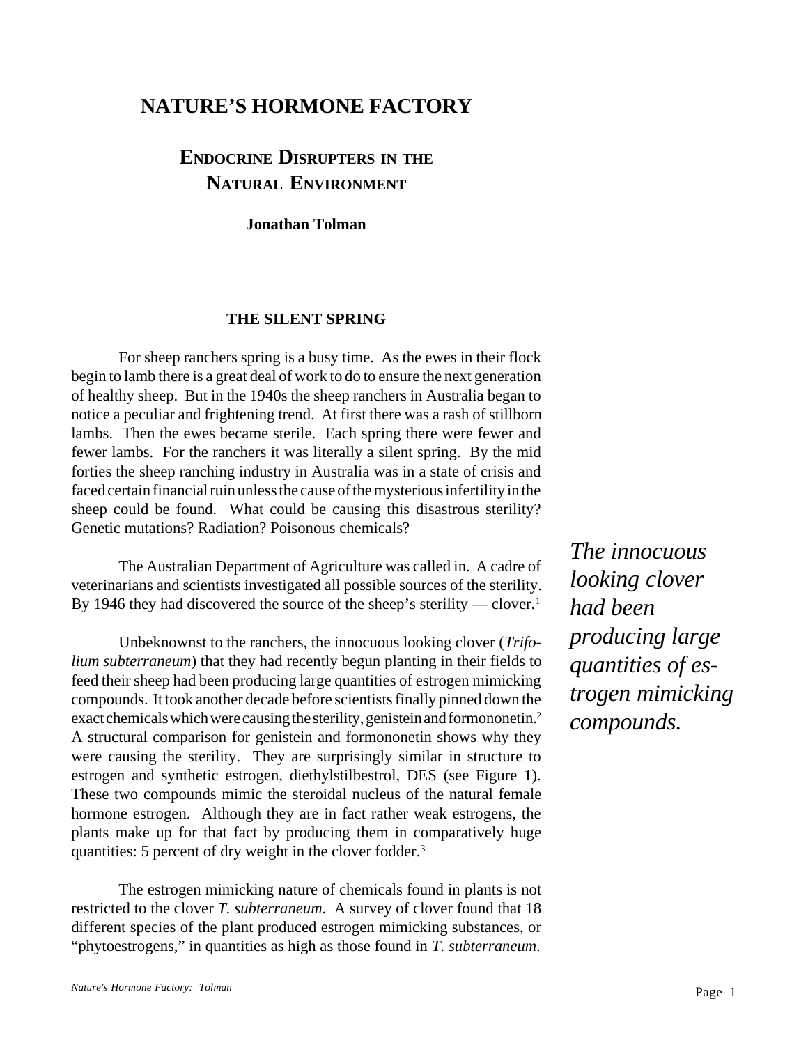# NATURE'S HORMONE FACTORY

## ENDOCRINE DISRUPTERS IN THE NATURAL ENVIRONMENT

**Jonathan Tolman**

### THE SILENT SPRING

For sheep ranchers spring is a busy time. As the ewes in their flock begin to lamb there is a great deal of work to do to ensure the next generation of healthy sheep. But in the 1940s the sheep ranchers in Australia began to notice a peculiar and frightening trend. At first there was a rash of stillborn lambs. Then the ewes became sterile. Each spring there were fewer and fewer lambs. For the ranchers it was literally a silent spring. By the mid forties the sheep ranching industry in Australia was in a state of crisis and faced certain financial ruin unless the cause of the mysterious infertility in the sheep could be found. What could be causing this disastrous sterility? Genetic mutations? Radiation? Poisonous chemicals?

The Australian Department of Agriculture was called in. A cadre of veterinarians and scientists investigated all possible sources of the sterility. By 1946 they had discovered the source of the sheep's sterility — clover.[1]

*The innocuous looking clover had been producing large quantities of estrogen mimicking compounds.*

Unbeknownst to the ranchers, the innocuous looking clover (*Trifolium subterraneum*) that they had recently begun planting in their fields to feed their sheep had been producing large quantities of estrogen mimicking compounds. It took another decade before scientists finally pinned down the exact chemicals which were causing the sterility, genistein and formononetin.[2] A structural comparison for genistein and formononetin shows why they were causing the sterility. They are surprisingly similar in structure to estrogen and synthetic estrogen, diethylstilbestrol, DES (see Figure 1). These two compounds mimic the steroidal nucleus of the natural female hormone estrogen. Although they are in fact rather weak estrogens, the plants make up for that fact by producing them in comparatively huge quantities: 5 percent of dry weight in the clover fodder.[3]

The estrogen mimicking nature of chemicals found in plants is not restricted to the clover *T. subterraneum*. A survey of clover found that 18 different species of the plant produced estrogen mimicking substances, or "phytoestrogens," in quantities as high as those found in *T. subterraneum*.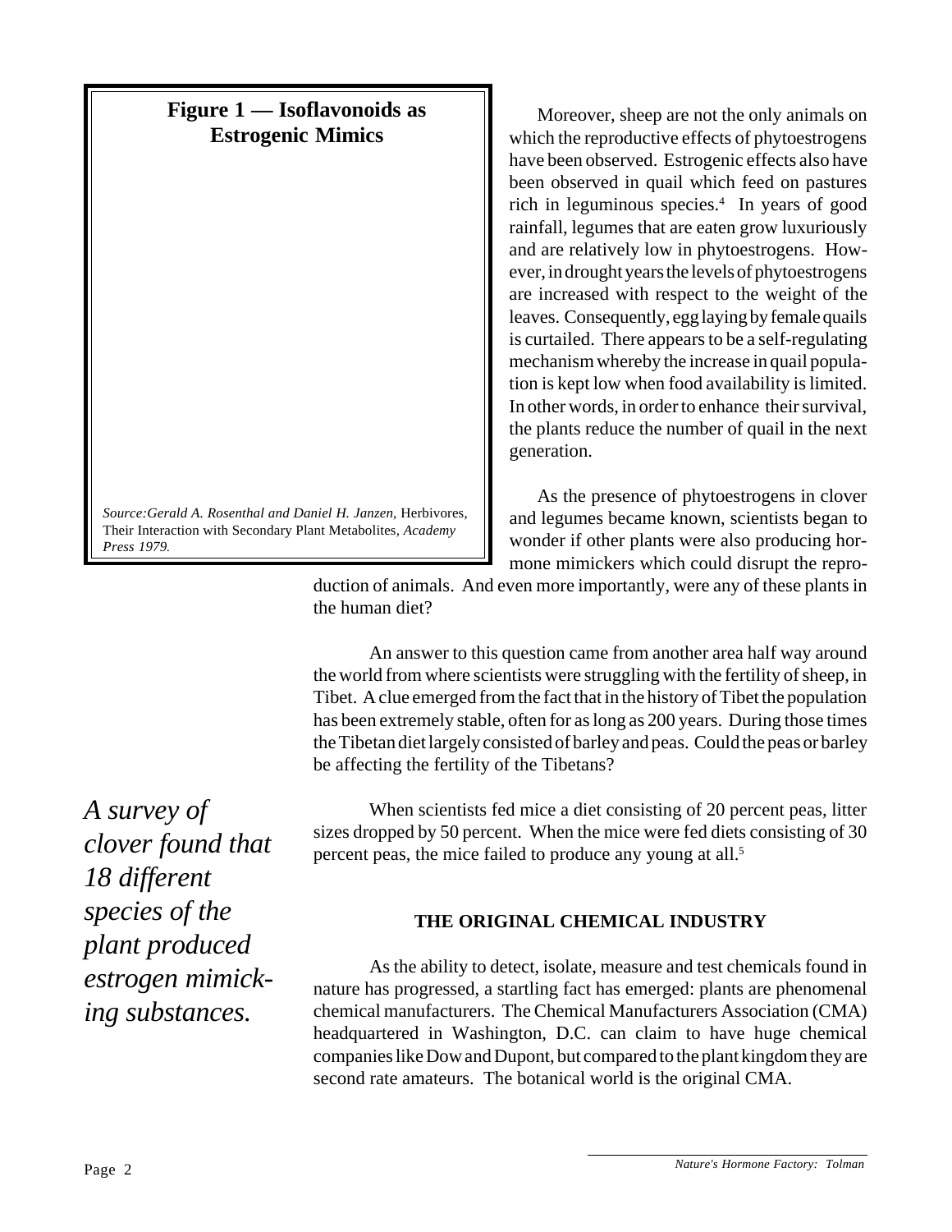**Figure 1 — Isoflavonoids as Estrogenic Mimics**

*Source:Gerald A. Rosenthal and Daniel H. Janzen,* Herbivores, Their Interaction with Secondary Plant Metabolites, *Academy Press 1979.*

Moreover, sheep are not the only animals on which the reproductive effects of phytoestrogens have been observed. Estrogenic effects also have been observed in quail which feed on pastures rich in leguminous species.[4] In years of good rainfall, legumes that are eaten grow luxuriously and are relatively low in phytoestrogens. However, in drought years the levels of phytoestrogens are increased with respect to the weight of the leaves. Consequently, egg laying by female quails is curtailed. There appears to be a self-regulating mechanism whereby the increase in quail population is kept low when food availability is limited. In other words, in order to enhance their survival, the plants reduce the number of quail in the next generation.

As the presence of phytoestrogens in clover and legumes became known, scientists began to wonder if other plants were also producing hormone mimickers which could disrupt the reproduction of animals. And even more importantly, were any of these plants in the human diet?

An answer to this question came from another area half way around the world from where scientists were struggling with the fertility of sheep, in Tibet. A clue emerged from the fact that in the history of Tibet the population has been extremely stable, often for as long as 200 years. During those times the Tibetan diet largely consisted of barley and peas. Could the peas or barley be affecting the fertility of the Tibetans?

*A survey of clover found that 18 different species of the plant produced estrogen mimicking substances.*

When scientists fed mice a diet consisting of 20 percent peas, litter sizes dropped by 50 percent. When the mice were fed diets consisting of 30 percent peas, the mice failed to produce any young at all.[5]

## THE ORIGINAL CHEMICAL INDUSTRY

As the ability to detect, isolate, measure and test chemicals found in nature has progressed, a startling fact has emerged: plants are phenomenal chemical manufacturers. The Chemical Manufacturers Association (CMA) headquartered in Washington, D.C. can claim to have huge chemical companies like Dow and Dupont, but compared to the plant kingdom they are second rate amateurs. The botanical world is the original CMA.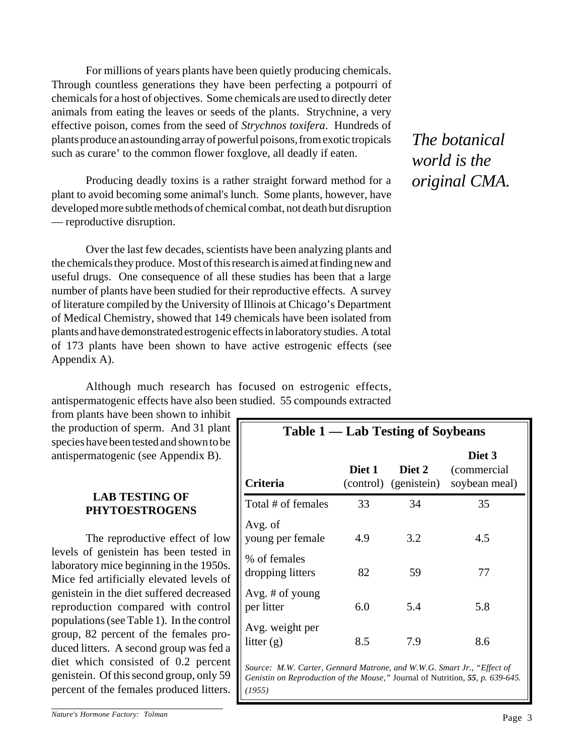For millions of years plants have been quietly producing chemicals. Through countless generations they have been perfecting a potpourri of chemicals for a host of objectives. Some chemicals are used to directly deter animals from eating the leaves or seeds of the plants. Strychnine, a very effective poison, comes from the seed of *Strychnos toxifera*. Hundreds of plants produce an astounding array of powerful poisons, from exotic tropicals such as curare' to the common flower foxglove, all deadly if eaten.

*The botanical world is the original CMA.*

Producing deadly toxins is a rather straight forward method for a plant to avoid becoming some animal's lunch. Some plants, however, have developed more subtle methods of chemical combat, not death but disruption — reproductive disruption.

Over the last few decades, scientists have been analyzing plants and the chemicals they produce. Most of this research is aimed at finding new and useful drugs. One consequence of all these studies has been that a large number of plants have been studied for their reproductive effects. A survey of literature compiled by the University of Illinois at Chicago's Department of Medical Chemistry, showed that 149 chemicals have been isolated from plants and have demonstrated estrogenic effects in laboratory studies. A total of 173 plants have been shown to have active estrogenic effects (see Appendix A).

Although much research has focused on estrogenic effects, antispermatogenic effects have also been studied. 55 compounds extracted from plants have been shown to inhibit the production of sperm. And 31 plant species have been tested and shown to be antispermatogenic (see Appendix B).

## LAB TESTING OF PHYTOESTROGENS

The reproductive effect of low levels of genistein has been tested in laboratory mice beginning in the 1950s. Mice fed artificially elevated levels of genistein in the diet suffered decreased reproduction compared with control populations (see Table 1). In the control group, 82 percent of the females produced litters. A second group was fed a diet which consisted of 0.2 percent genistein. Of this second group, only 59 percent of the females produced litters.

**Table 1 — Lab Testing of Soybeans**

| Criteria | Diet 1 (control) | Diet 2 (genistein) | Diet 3 (commercial soybean meal) |
|---|---|---|---|
| Total # of females | 33 | 34 | 35 |
| Avg. of young per female | 4.9 | 3.2 | 4.5 |
| % of females dropping litters | 82 | 59 | 77 |
| Avg. # of young per litter | 6.0 | 5.4 | 5.8 |
| Avg. weight per litter (g) | 8.5 | 7.9 | 8.6 |

*Source: M.W. Carter, Gennard Matrone, and W.W.G. Smart Jr., "Effect of Genistin on Reproduction of the Mouse,"* Journal of Nutrition, ***55****, p. 639-645. (1955)*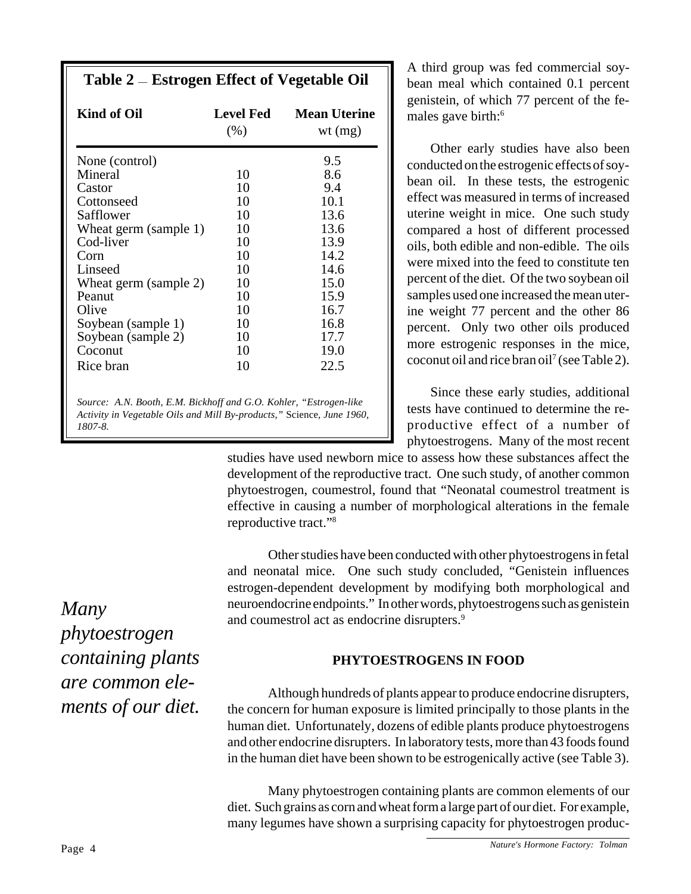## Table 2 — Estrogen Effect of Vegetable Oil

| Kind of Oil | Level Fed (%) | Mean Uterine wt (mg) |
|---|---|---|
| None (control) | | 9.5 |
| Mineral | 10 | 8.6 |
| Castor | 10 | 9.4 |
| Cottonseed | 10 | 10.1 |
| Safflower | 10 | 13.6 |
| Wheat germ (sample 1) | 10 | 13.6 |
| Cod-liver | 10 | 13.9 |
| Corn | 10 | 14.2 |
| Linseed | 10 | 14.6 |
| Wheat germ (sample 2) | 10 | 15.0 |
| Peanut | 10 | 15.9 |
| Olive | 10 | 16.7 |
| Soybean (sample 1) | 10 | 16.8 |
| Soybean (sample 2) | 10 | 17.7 |
| Coconut | 10 | 19.0 |
| Rice bran | 10 | 22.5 |

*Source: A.N. Booth, E.M. Bickhoff and G.O. Kohler, "Estrogen-like Activity in Vegetable Oils and Mill By-products,"* Science*, June 1960, 1807-8.*

A third group was fed commercial soybean meal which contained 0.1 percent genistein, of which 77 percent of the females gave birth:[6]

Other early studies have also been conducted on the estrogenic effects of soybean oil. In these tests, the estrogenic effect was measured in terms of increased uterine weight in mice. One such study compared a host of different processed oils, both edible and non-edible. The oils were mixed into the feed to constitute ten percent of the diet. Of the two soybean oil samples used one increased the mean uterine weight 77 percent and the other 86 percent. Only two other oils produced more estrogenic responses in the mice, coconut oil and rice bran oil[7] (see Table 2).

Since these early studies, additional tests have continued to determine the reproductive effect of a number of phytoestrogens. Many of the most recent studies have used newborn mice to assess how these substances affect the development of the reproductive tract. One such study, of another common phytoestrogen, coumestrol, found that "Neonatal coumestrol treatment is effective in causing a number of morphological alterations in the female reproductive tract."[8]

Other studies have been conducted with other phytoestrogens in fetal and neonatal mice. One such study concluded, "Genistein influences estrogen-dependent development by modifying both morphological and neuroendocrine endpoints." In other words, phytoestrogens such as genistein and coumestrol act as endocrine disrupters.[9]

*Many phytoestrogen containing plants are common elements of our diet.*

### PHYTOESTROGENS IN FOOD

Although hundreds of plants appear to produce endocrine disrupters, the concern for human exposure is limited principally to those plants in the human diet. Unfortunately, dozens of edible plants produce phytoestrogens and other endocrine disrupters. In laboratory tests, more than 43 foods found in the human diet have been shown to be estrogenically active (see Table 3).

Many phytoestrogen containing plants are common elements of our diet. Such grains as corn and wheat form a large part of our diet. For example, many legumes have shown a surprising capacity for phytoestrogen produc-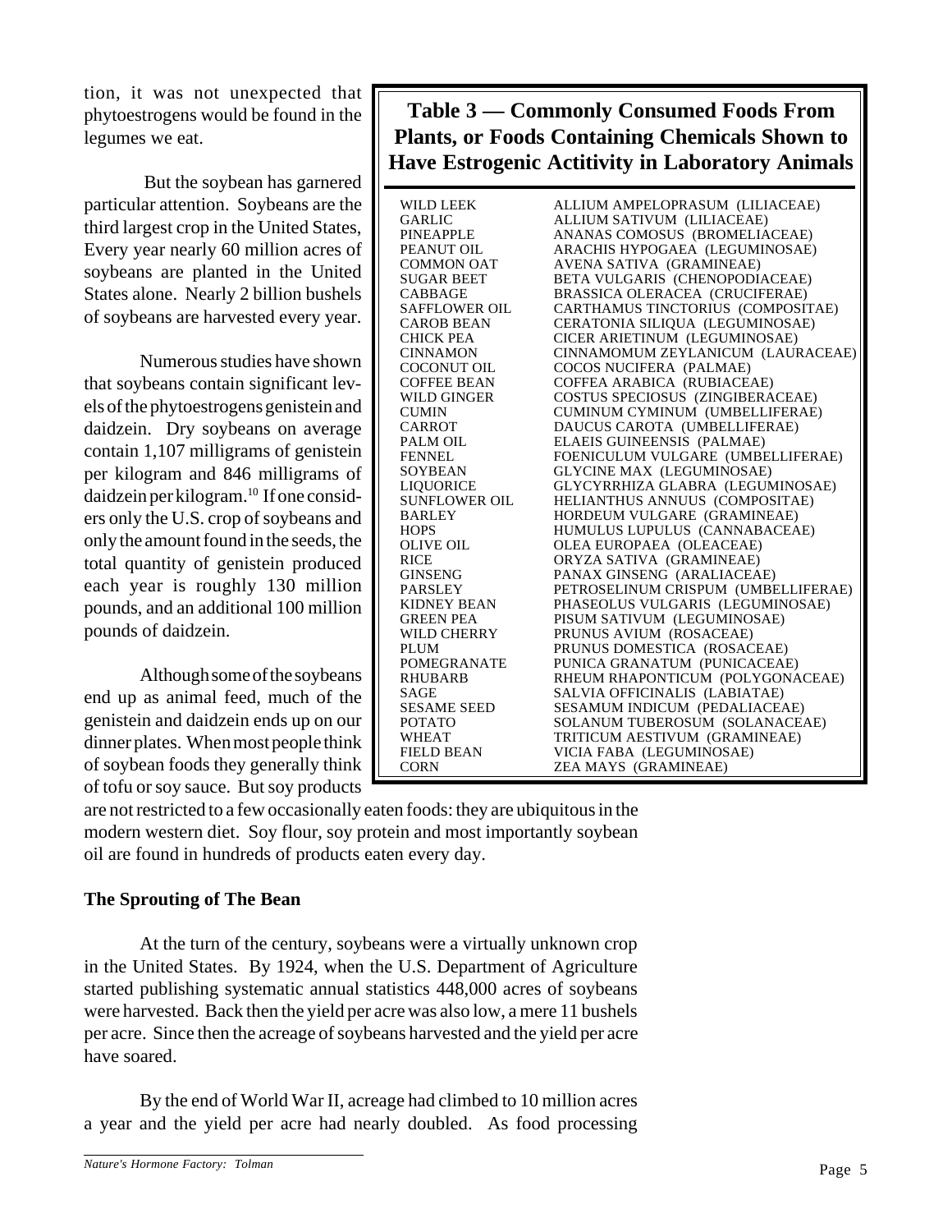tion, it was not unexpected that phytoestrogens would be found in the legumes we eat.

But the soybean has garnered particular attention. Soybeans are the third largest crop in the United States, Every year nearly 60 million acres of soybeans are planted in the United States alone. Nearly 2 billion bushels of soybeans are harvested every year.

Numerous studies have shown that soybeans contain significant levels of the phytoestrogens genistein and daidzein. Dry soybeans on average contain 1,107 milligrams of genistein per kilogram and 846 milligrams of daidzein per kilogram.[10] If one considers only the U.S. crop of soybeans and only the amount found in the seeds, the total quantity of genistein produced each year is roughly 130 million pounds, and an additional 100 million pounds of daidzein.

Although some of the soybeans end up as animal feed, much of the genistein and daidzein ends up on our dinner plates. When most people think of soybean foods they generally think of tofu or soy sauce. But soy products are not restricted to a few occasionally eaten foods: they are ubiquitous in the modern western diet. Soy flour, soy protein and most importantly soybean oil are found in hundreds of products eaten every day.

**Table 3 — Commonly Consumed Foods From Plants, or Foods Containing Chemicals Shown to Have Estrogenic Actitivity in Laboratory Animals**

| | |
|---|---|
| WILD LEEK | ALLIUM AMPELOPRASUM (LILIACEAE) |
| GARLIC | ALLIUM SATIVUM (LILIACEAE) |
| PINEAPPLE | ANANAS COMOSUS (BROMELIACEAE) |
| PEANUT OIL | ARACHIS HYPOGAEA (LEGUMINOSAE) |
| COMMON OAT | AVENA SATIVA (GRAMINEAE) |
| SUGAR BEET | BETA VULGARIS (CHENOPODIACEAE) |
| CABBAGE | BRASSICA OLERACEA (CRUCIFERAE) |
| SAFFLOWER OIL | CARTHAMUS TINCTORIUS (COMPOSITAE) |
| CAROB BEAN | CERATONIA SILIQUA (LEGUMINOSAE) |
| CHICK PEA | CICER ARIETINUM (LEGUMINOSAE) |
| CINNAMON | CINNAMOMUM ZEYLANICUM (LAURACEAE) |
| COCONUT OIL | COCOS NUCIFERA (PALMAE) |
| COFFEE BEAN | COFFEA ARABICA (RUBIACEAE) |
| WILD GINGER | COSTUS SPECIOSUS (ZINGIBERACEAE) |
| CUMIN | CUMINUM CYMINUM (UMBELLIFERAE) |
| CARROT | DAUCUS CAROTA (UMBELLIFERAE) |
| PALM OIL | ELAEIS GUINEENSIS (PALMAE) |
| FENNEL | FOENICULUM VULGARE (UMBELLIFERAE) |
| SOYBEAN | GLYCINE MAX (LEGUMINOSAE) |
| LIQUORICE | GLYCYRRHIZA GLABRA (LEGUMINOSAE) |
| SUNFLOWER OIL | HELIANTHUS ANNUUS (COMPOSITAE) |
| BARLEY | HORDEUM VULGARE (GRAMINEAE) |
| HOPS | HUMULUS LUPULUS (CANNABACEAE) |
| OLIVE OIL | OLEA EUROPAEA (OLEACEAE) |
| RICE | ORYZA SATIVA (GRAMINEAE) |
| GINSENG | PANAX GINSENG (ARALIACEAE) |
| PARSLEY | PETROSELINUM CRISPUM (UMBELLIFERAE) |
| KIDNEY BEAN | PHASEOLUS VULGARIS (LEGUMINOSAE) |
| GREEN PEA | PISUM SATIVUM (LEGUMINOSAE) |
| WILD CHERRY | PRUNUS AVIUM (ROSACEAE) |
| PLUM | PRUNUS DOMESTICA (ROSACEAE) |
| POMEGRANATE | PUNICA GRANATUM (PUNICACEAE) |
| RHUBARB | RHEUM RHAPONTICUM (POLYGONACEAE) |
| SAGE | SALVIA OFFICINALIS (LABIATAE) |
| SESAME SEED | SESAMUM INDICUM (PEDALIACEAE) |
| POTATO | SOLANUM TUBEROSUM (SOLANACEAE) |
| WHEAT | TRITICUM AESTIVUM (GRAMINEAE) |
| FIELD BEAN | VICIA FABA (LEGUMINOSAE) |
| CORN | ZEA MAYS (GRAMINEAE) |

## The Sprouting of The Bean

At the turn of the century, soybeans were a virtually unknown crop in the United States. By 1924, when the U.S. Department of Agriculture started publishing systematic annual statistics 448,000 acres of soybeans were harvested. Back then the yield per acre was also low, a mere 11 bushels per acre. Since then the acreage of soybeans harvested and the yield per acre have soared.

By the end of World War II, acreage had climbed to 10 million acres a year and the yield per acre had nearly doubled. As food processing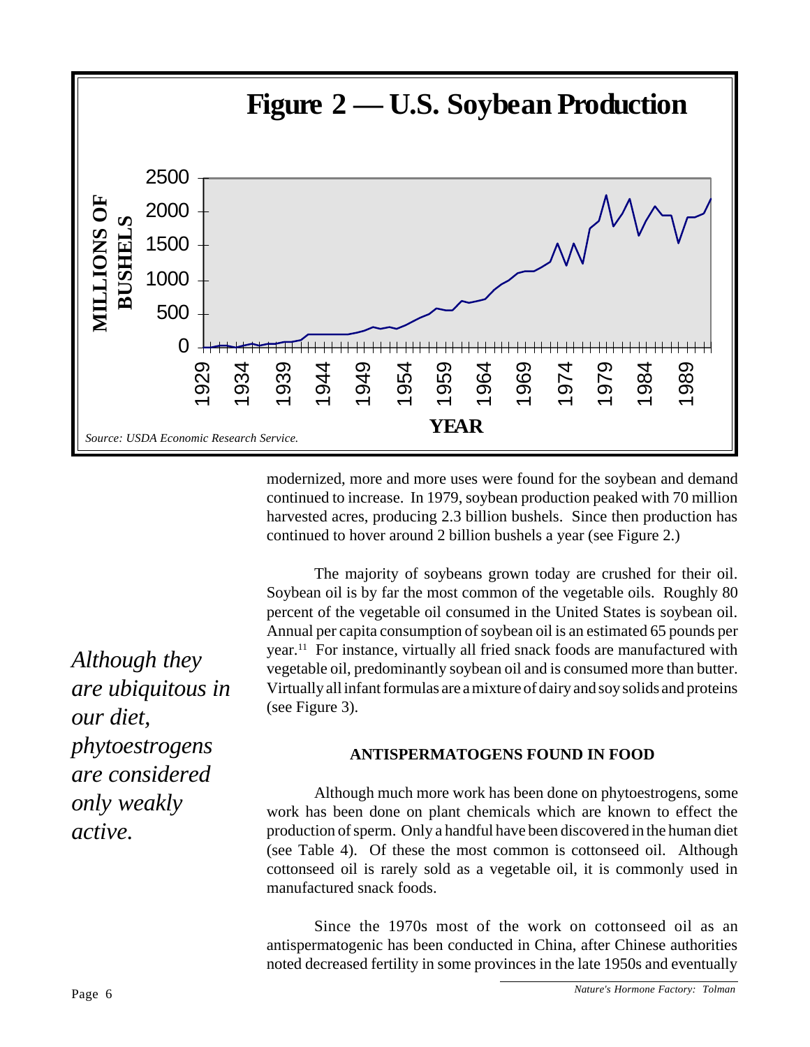**Figure 2 — U.S. Soybean Production**

*Source: USDA Economic Research Service.*

modernized, more and more uses were found for the soybean and demand continued to increase. In 1979, soybean production peaked with 70 million harvested acres, producing 2.3 billion bushels. Since then production has continued to hover around 2 billion bushels a year (see Figure 2.)

The majority of soybeans grown today are crushed for their oil. Soybean oil is by far the most common of the vegetable oils. Roughly 80 percent of the vegetable oil consumed in the United States is soybean oil. Annual per capita consumption of soybean oil is an estimated 65 pounds per year.[11] For instance, virtually all fried snack foods are manufactured with vegetable oil, predominantly soybean oil and is consumed more than butter. Virtually all infant formulas are a mixture of dairy and soy solids and proteins (see Figure 3).

*Although they are ubiquitous in our diet, phytoestrogens are considered only weakly active.*

### ANTISPERMATOGENS FOUND IN FOOD

Although much more work has been done on phytoestrogens, some work has been done on plant chemicals which are known to effect the production of sperm. Only a handful have been discovered in the human diet (see Table 4). Of these the most common is cottonseed oil. Although cottonseed oil is rarely sold as a vegetable oil, it is commonly used in manufactured snack foods.

Since the 1970s most of the work on cottonseed oil as an antispermatogenic has been conducted in China, after Chinese authorities noted decreased fertility in some provinces in the late 1950s and eventually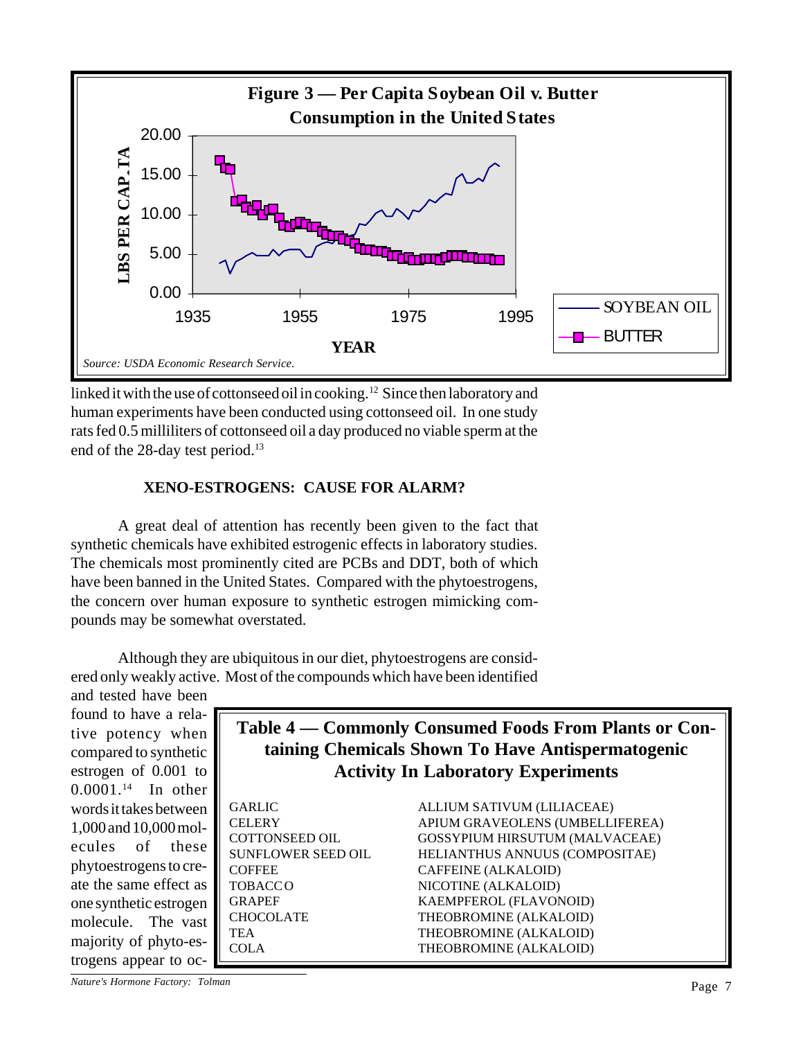**Figure 3 — Per Capita Soybean Oil v. Butter Consumption in the United States**

*Source: USDA Economic Research Service.*

linked it with the use of cottonseed oil in cooking.[12] Since then laboratory and human experiments have been conducted using cottonseed oil. In one study rats fed 0.5 milliliters of cottonseed oil a day produced no viable sperm at the end of the 28-day test period.[13]

## XENO-ESTROGENS: CAUSE FOR ALARM?

A great deal of attention has recently been given to the fact that synthetic chemicals have exhibited estrogenic effects in laboratory studies. The chemicals most prominently cited are PCBs and DDT, both of which have been banned in the United States. Compared with the phytoestrogens, the concern over human exposure to synthetic estrogen mimicking compounds may be somewhat overstated.

Although they are ubiquitous in our diet, phytoestrogens are considered only weakly active. Most of the compounds which have been identified and tested have been found to have a relative potency when compared to synthetic estrogen of 0.001 to 0.0001.[14] In other words it takes between 1,000 and 10,000 molecules of these phytoestrogens to create the same effect as one synthetic estrogen molecule. The vast majority of phyto-estrogens appear to oc-

**Table 4 — Commonly Consumed Foods From Plants or Containing Chemicals Shown To Have Antispermatogenic Activity In Laboratory Experiments**

| | |
|---|---|
| GARLIC | ALLIUM SATIVUM (LILIACEAE) |
| CELERY | APIUM GRAVEOLENS (UMBELLIFEREA) |
| COTTONSEED OIL | GOSSYPIUM HIRSUTUM (MALVACEAE) |
| SUNFLOWER SEED OIL | HELIANTHUS ANNUUS (COMPOSITAE) |
| COFFEE | CAFFEINE (ALKALOID) |
| TOBACCO | NICOTINE (ALKALOID) |
| GRAPEF | KAEMPFEROL (FLAVONOID) |
| CHOCOLATE | THEOBROMINE (ALKALOID) |
| TEA | THEOBROMINE (ALKALOID) |
| COLA | THEOBROMINE (ALKALOID) |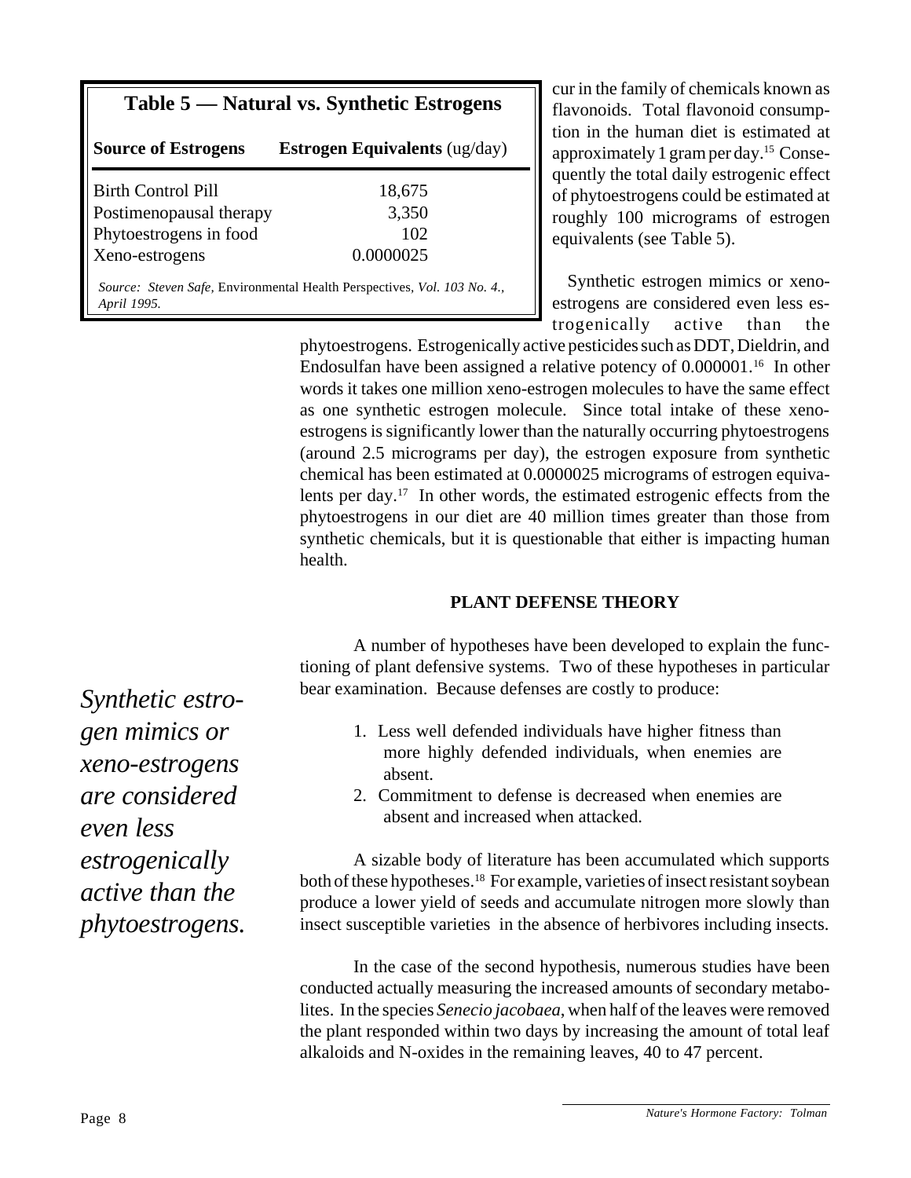**Table 5 — Natural vs. Synthetic Estrogens**

| Source of Estrogens | Estrogen Equivalents (ug/day) |
|---|---|
| Birth Control Pill | 18,675 |
| Postimenopausal therapy | 3,350 |
| Phytoestrogens in food | 102 |
| Xeno-estrogens | 0.0000025 |

*Source: Steven Safe,* Environmental Health Perspectives, *Vol. 103 No. 4., April 1995.*

cur in the family of chemicals known as flavonoids. Total flavonoid consumption in the human diet is estimated at approximately 1 gram per day.[15] Consequently the total daily estrogenic effect of phytoestrogens could be estimated at roughly 100 micrograms of estrogen equivalents (see Table 5).

Synthetic estrogen mimics or xeno-estrogens are considered even less estrogenically active than the phytoestrogens. Estrogenically active pesticides such as DDT, Dieldrin, and Endosulfan have been assigned a relative potency of 0.000001.[16] In other words it takes one million xeno-estrogen molecules to have the same effect as one synthetic estrogen molecule. Since total intake of these xeno-estrogens is significantly lower than the naturally occurring phytoestrogens (around 2.5 micrograms per day), the estrogen exposure from synthetic chemical has been estimated at 0.0000025 micrograms of estrogen equivalents per day.[17] In other words, the estimated estrogenic effects from the phytoestrogens in our diet are 40 million times greater than those from synthetic chemicals, but it is questionable that either is impacting human health.

*Synthetic estrogen mimics or xeno-estrogens are considered even less estrogenically active than the phytoestrogens.*

## PLANT DEFENSE THEORY

A number of hypotheses have been developed to explain the functioning of plant defensive systems. Two of these hypotheses in particular bear examination. Because defenses are costly to produce:

1. Less well defended individuals have higher fitness than more highly defended individuals, when enemies are absent.
2. Commitment to defense is decreased when enemies are absent and increased when attacked.

A sizable body of literature has been accumulated which supports both of these hypotheses.[18] For example, varieties of insect resistant soybean produce a lower yield of seeds and accumulate nitrogen more slowly than insect susceptible varieties in the absence of herbivores including insects.

In the case of the second hypothesis, numerous studies have been conducted actually measuring the increased amounts of secondary metabolites. In the species *Senecio jacobaea*, when half of the leaves were removed the plant responded within two days by increasing the amount of total leaf alkaloids and N-oxides in the remaining leaves, 40 to 47 percent.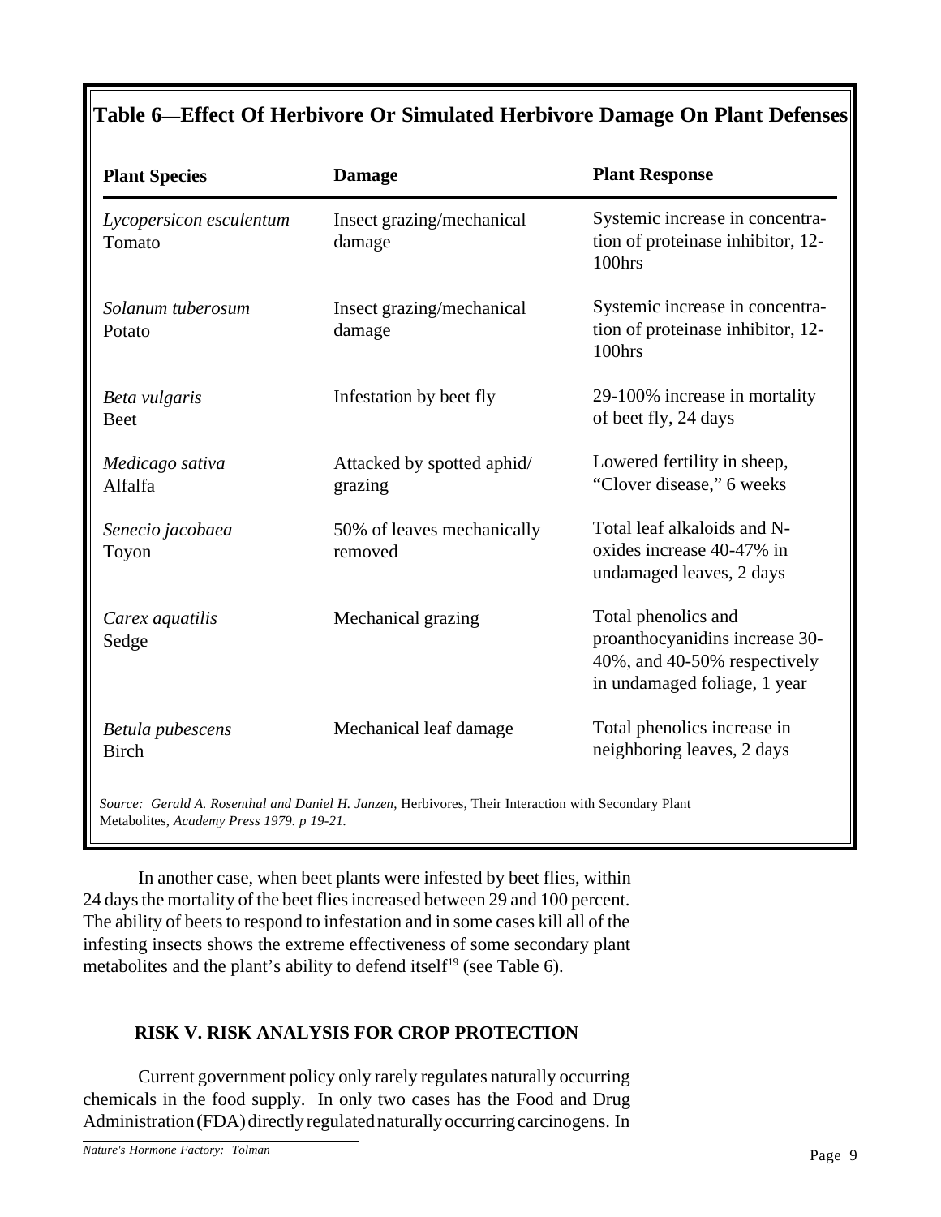## Table 6—Effect Of Herbivore Or Simulated Herbivore Damage On Plant Defenses

| Plant Species | Damage | Plant Response |
|---|---|---|
| *Lycopersicon esculentum* Tomato | Insect grazing/mechanical damage | Systemic increase in concentration of proteinase inhibitor, 12-100hrs |
| *Solanum tuberosum* Potato | Insect grazing/mechanical damage | Systemic increase in concentration of proteinase inhibitor, 12-100hrs |
| *Beta vulgaris* Beet | Infestation by beet fly | 29-100% increase in mortality of beet fly, 24 days |
| *Medicago sativa* Alfalfa | Attacked by spotted aphid/ grazing | Lowered fertility in sheep, "Clover disease," 6 weeks |
| *Senecio jacobaea* Toyon | 50% of leaves mechanically removed | Total leaf alkaloids and N-oxides increase 40-47% in undamaged leaves, 2 days |
| *Carex aquatilis* Sedge | Mechanical grazing | Total phenolics and proanthocyanidins increase 30-40%, and 40-50% respectively in undamaged foliage, 1 year |
| *Betula pubescens* Birch | Mechanical leaf damage | Total phenolics increase in neighboring leaves, 2 days |

*Source: Gerald A. Rosenthal and Daniel H. Janzen*, Herbivores, Their Interaction with Secondary Plant Metabolites, *Academy Press 1979. p 19-21.*

In another case, when beet plants were infested by beet flies, within 24 days the mortality of the beet flies increased between 29 and 100 percent. The ability of beets to respond to infestation and in some cases kill all of the infesting insects shows the extreme effectiveness of some secondary plant metabolites and the plant's ability to defend itself[19] (see Table 6).

### RISK V. RISK ANALYSIS FOR CROP PROTECTION

Current government policy only rarely regulates naturally occurring chemicals in the food supply. In only two cases has the Food and Drug Administration (FDA) directly regulated naturally occurring carcinogens. In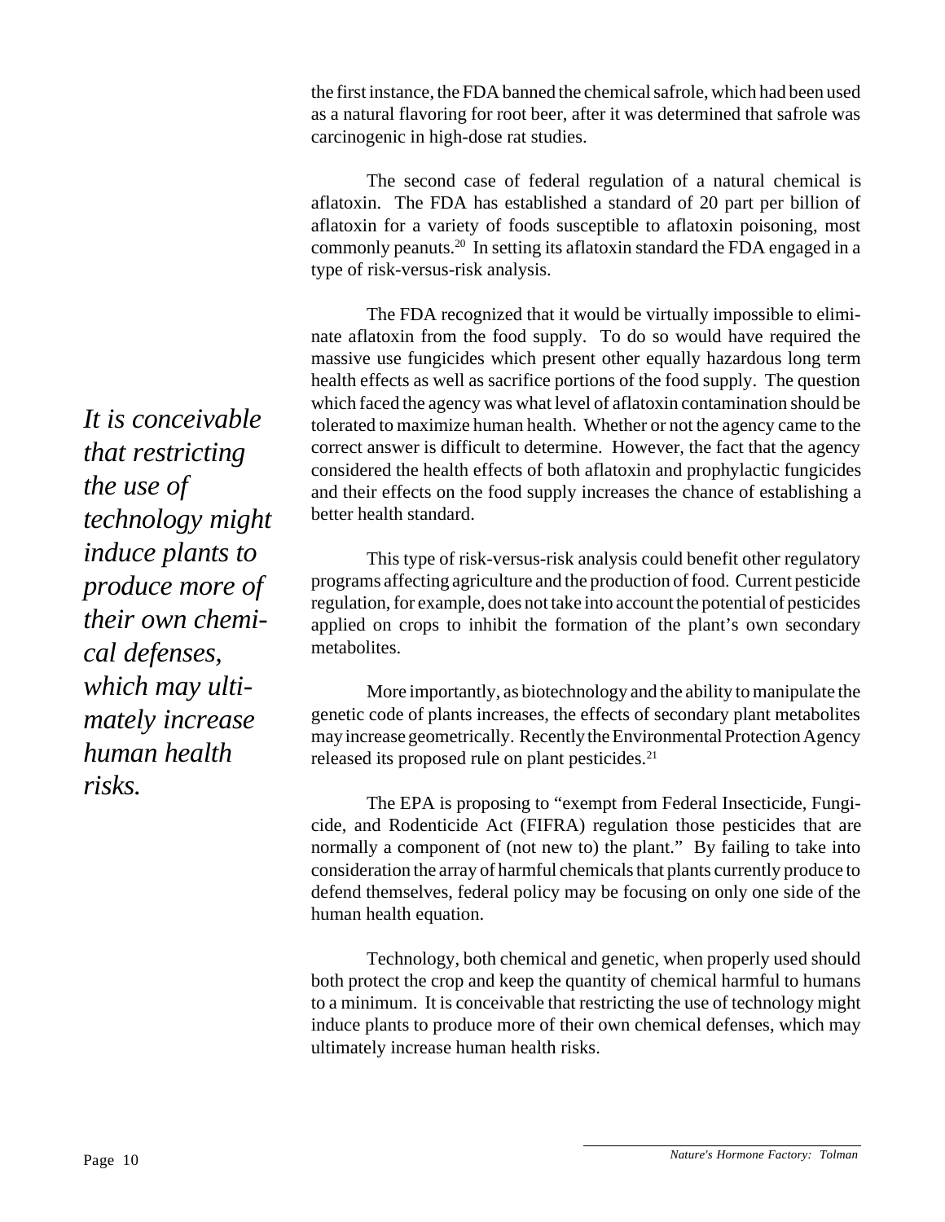the first instance, the FDA banned the chemical safrole, which had been used as a natural flavoring for root beer, after it was determined that safrole was carcinogenic in high-dose rat studies.

The second case of federal regulation of a natural chemical is aflatoxin. The FDA has established a standard of 20 part per billion of aflatoxin for a variety of foods susceptible to aflatoxin poisoning, most commonly peanuts.[20] In setting its aflatoxin standard the FDA engaged in a type of risk-versus-risk analysis.

The FDA recognized that it would be virtually impossible to eliminate aflatoxin from the food supply. To do so would have required the massive use fungicides which present other equally hazardous long term health effects as well as sacrifice portions of the food supply. The question which faced the agency was what level of aflatoxin contamination should be tolerated to maximize human health. Whether or not the agency came to the correct answer is difficult to determine. However, the fact that the agency considered the health effects of both aflatoxin and prophylactic fungicides and their effects on the food supply increases the chance of establishing a better health standard.

*It is conceivable that restricting the use of technology might induce plants to produce more of their own chemical defenses, which may ultimately increase human health risks.*

This type of risk-versus-risk analysis could benefit other regulatory programs affecting agriculture and the production of food. Current pesticide regulation, for example, does not take into account the potential of pesticides applied on crops to inhibit the formation of the plant's own secondary metabolites.

More importantly, as biotechnology and the ability to manipulate the genetic code of plants increases, the effects of secondary plant metabolites may increase geometrically. Recently the Environmental Protection Agency released its proposed rule on plant pesticides.[21]

The EPA is proposing to "exempt from Federal Insecticide, Fungicide, and Rodenticide Act (FIFRA) regulation those pesticides that are normally a component of (not new to) the plant." By failing to take into consideration the array of harmful chemicals that plants currently produce to defend themselves, federal policy may be focusing on only one side of the human health equation.

Technology, both chemical and genetic, when properly used should both protect the crop and keep the quantity of chemical harmful to humans to a minimum. It is conceivable that restricting the use of technology might induce plants to produce more of their own chemical defenses, which may ultimately increase human health risks.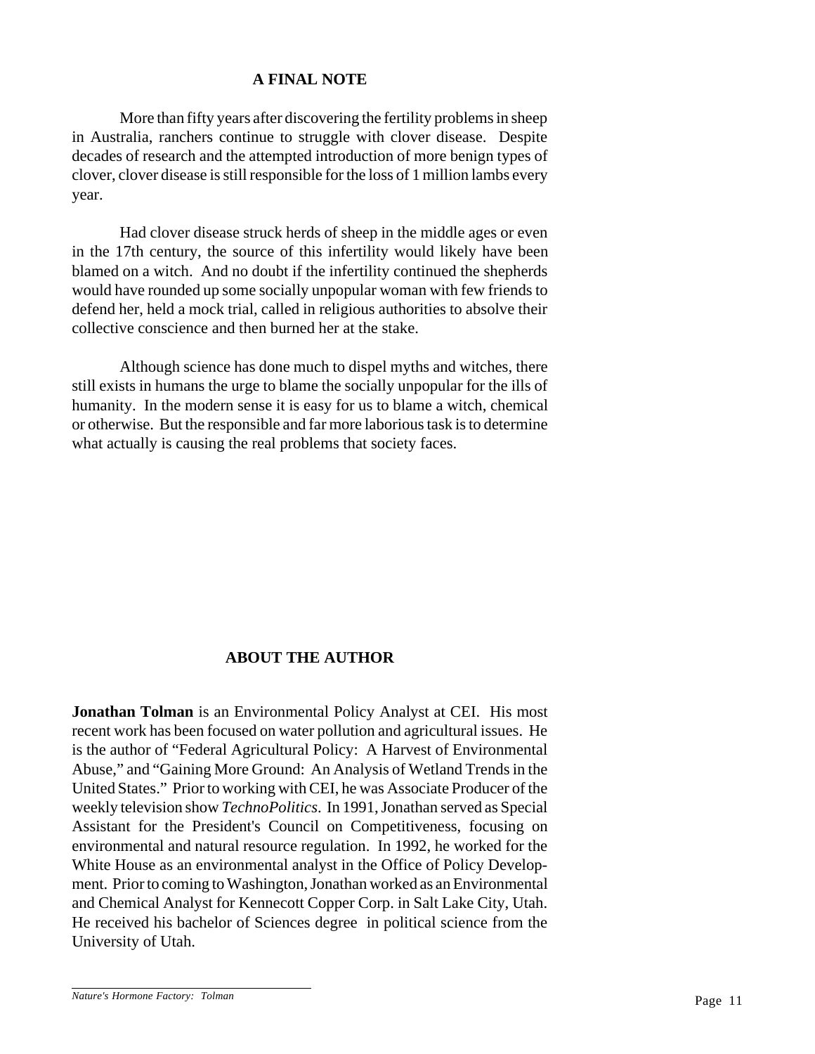## A FINAL NOTE

More than fifty years after discovering the fertility problems in sheep in Australia, ranchers continue to struggle with clover disease. Despite decades of research and the attempted introduction of more benign types of clover, clover disease is still responsible for the loss of 1 million lambs every year.

Had clover disease struck herds of sheep in the middle ages or even in the 17th century, the source of this infertility would likely have been blamed on a witch. And no doubt if the infertility continued the shepherds would have rounded up some socially unpopular woman with few friends to defend her, held a mock trial, called in religious authorities to absolve their collective conscience and then burned her at the stake.

Although science has done much to dispel myths and witches, there still exists in humans the urge to blame the socially unpopular for the ills of humanity. In the modern sense it is easy for us to blame a witch, chemical or otherwise. But the responsible and far more laborious task is to determine what actually is causing the real problems that society faces.

## ABOUT THE AUTHOR

**Jonathan Tolman** is an Environmental Policy Analyst at CEI. His most recent work has been focused on water pollution and agricultural issues. He is the author of "Federal Agricultural Policy: A Harvest of Environmental Abuse," and "Gaining More Ground: An Analysis of Wetland Trends in the United States." Prior to working with CEI, he was Associate Producer of the weekly television show *TechnoPolitics*. In 1991, Jonathan served as Special Assistant for the President's Council on Competitiveness, focusing on environmental and natural resource regulation. In 1992, he worked for the White House as an environmental analyst in the Office of Policy Development. Prior to coming to Washington, Jonathan worked as an Environmental and Chemical Analyst for Kennecott Copper Corp. in Salt Lake City, Utah. He received his bachelor of Sciences degree in political science from the University of Utah.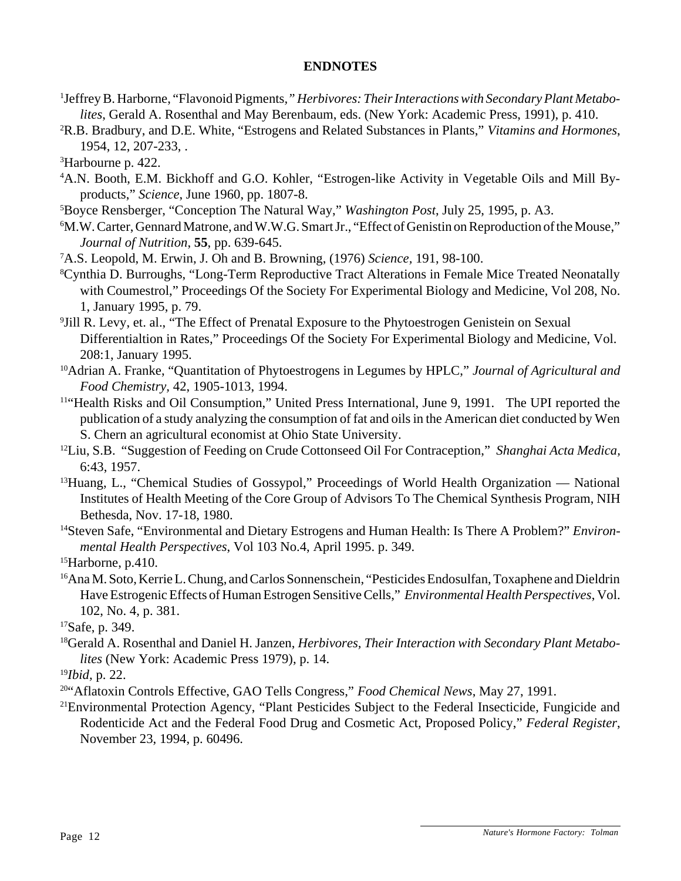## ENDNOTES

[1]Jeffrey B. Harborne, "Flavonoid Pigments*," Herbivores: Their Interactions with Secondary Plant Metabolites*, Gerald A. Rosenthal and May Berenbaum, eds. (New York: Academic Press, 1991), p. 410.

[2]R.B. Bradbury, and D.E. White, "Estrogens and Related Substances in Plants," *Vitamins and Hormones*, 1954, 12, 207-233, .

[3]Harbourne p. 422.

[4]A.N. Booth, E.M. Bickhoff and G.O. Kohler, "Estrogen-like Activity in Vegetable Oils and Mill By-products," *Science*, June 1960, pp. 1807-8.

[5]Boyce Rensberger, "Conception The Natural Way," *Washington Post*, July 25, 1995, p. A3.

[6]M.W. Carter, Gennard Matrone, and W.W.G. Smart Jr., "Effect of Genistin on Reproduction of the Mouse," *Journal of Nutrition*, **55**, pp. 639-645.

[7]A.S. Leopold, M. Erwin, J. Oh and B. Browning, (1976) *Science*, 191, 98-100.

[8]Cynthia D. Burroughs, "Long-Term Reproductive Tract Alterations in Female Mice Treated Neonatally with Coumestrol," Proceedings Of the Society For Experimental Biology and Medicine, Vol 208, No. 1, January 1995, p. 79.

[9]Jill R. Levy, et. al., "The Effect of Prenatal Exposure to the Phytoestrogen Genistein on Sexual Differentialtion in Rates," Proceedings Of the Society For Experimental Biology and Medicine, Vol. 208:1, January 1995.

[10]Adrian A. Franke, "Quantitation of Phytoestrogens in Legumes by HPLC," *Journal of Agricultural and Food Chemistry*, 42, 1905-1013, 1994.

[11]"Health Risks and Oil Consumption," United Press International, June 9, 1991. The UPI reported the publication of a study analyzing the consumption of fat and oils in the American diet conducted by Wen S. Chern an agricultural economist at Ohio State University.

[12]Liu, S.B. "Suggestion of Feeding on Crude Cottonseed Oil For Contraception," *Shanghai Acta Medica*, 6:43, 1957.

[13]Huang, L., "Chemical Studies of Gossypol," Proceedings of World Health Organization — National Institutes of Health Meeting of the Core Group of Advisors To The Chemical Synthesis Program, NIH Bethesda, Nov. 17-18, 1980.

[14]Steven Safe, "Environmental and Dietary Estrogens and Human Health: Is There A Problem?" *Environmental Health Perspectives*, Vol 103 No.4, April 1995. p. 349.

[15]Harborne, p.410.

[16]Ana M. Soto, Kerrie L. Chung, and Carlos Sonnenschein, "Pesticides Endosulfan, Toxaphene and Dieldrin Have Estrogenic Effects of Human Estrogen Sensitive Cells," *Environmental Health Perspectives*, Vol. 102, No. 4, p. 381.

[17]Safe, p. 349.

[18]Gerald A. Rosenthal and Daniel H. Janzen, *Herbivores, Their Interaction with Secondary Plant Metabolites* (New York: Academic Press 1979), p. 14.

[19]*Ibid*, p. 22.

[20]"Aflatoxin Controls Effective, GAO Tells Congress," *Food Chemical News*, May 27, 1991.

[21]Environmental Protection Agency, "Plant Pesticides Subject to the Federal Insecticide, Fungicide and Rodenticide Act and the Federal Food Drug and Cosmetic Act, Proposed Policy," *Federal Register*, November 23, 1994, p. 60496.